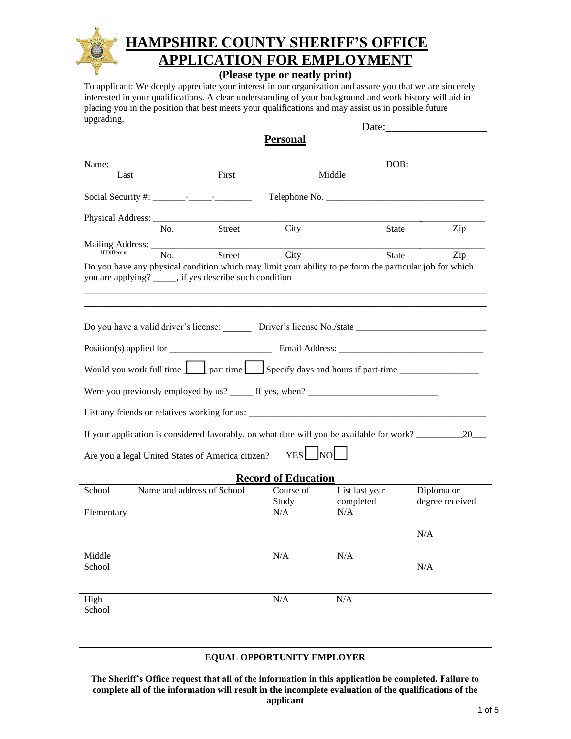# HAMPSHIRE COUNTY SHERIFF'S OFFICE
# APPLICATION FOR EMPLOYMENT

**(Please type or neatly print)**

To applicant: We deeply appreciate your interest in our organization and assure you that we are sincerely interested in your qualifications. A clear understanding of your background and work history will aid in placing you in the position that best meets your qualifications and may assist us in possible future upgrading.

Date:___________________

## Personal

Name: _______________________________________________________ DOB: ____________
Last First Middle

Social Security #: _______-_____-________ Telephone No. __________________________________

Physical Address: ____________________________________________________________________________
No. Street City State Zip

Mailing Address: ____________________________________________________________________________
If Different No. Street City State Zip

Do you have any physical condition which may limit your ability to perform the particular job for which you are applying? _____, if yes describe such condition

________________________________________________________________________________

________________________________________________________________________________

Do you have a valid driver's license: ______ Driver's license No./state ____________________________

Position(s) applied for ______________________ Email Address: _______________________________

Would you work full time ☐ part time ☐ Specify days and hours if part-time _________________

Were you previously employed by us? _____ If yes, when? ____________________________

List any friends or relatives working for us: ____________________________________________________

If your application is considered favorably, on what date will you be available for work? __________20___

Are you a legal United States of America citizen? YES ☐ NO ☐

## Record of Education

| School | Name and address of School | Course of Study | List last year completed | Diploma or degree received |
|---|---|---|---|---|
| Elementary | | N/A | N/A | N/A |
| Middle School | | N/A | N/A | N/A |
| High School | | N/A | N/A | |

**EQUAL OPPORTUNITY EMPLOYER**

**The Sheriff's Office request that all of the information in this application be completed. Failure to complete all of the information will result in the incomplete evaluation of the qualifications of the applicant**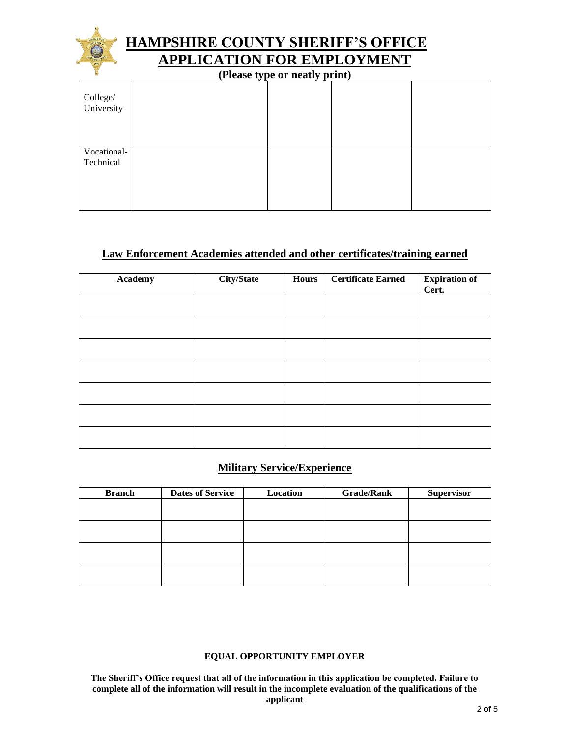# HAMPSHIRE COUNTY SHERIFF'S OFFICE
# APPLICATION FOR EMPLOYMENT

**(Please type or neatly print)**

| | | | | |
|---|---|---|---|---|
| College/ University | | | | |
| Vocational-Technical | | | | |

## Law Enforcement Academies attended and other certificates/training earned

| Academy | City/State | Hours | Certificate Earned | Expiration of Cert. |
|---|---|---|---|---|
| | | | | |
| | | | | |
| | | | | |
| | | | | |
| | | | | |
| | | | | |
| | | | | |

## Military Service/Experience

| Branch | Dates of Service | Location | Grade/Rank | Supervisor |
|---|---|---|---|---|
| | | | | |
| | | | | |
| | | | | |
| | | | | |

**EQUAL OPPORTUNITY EMPLOYER**

**The Sheriff's Office request that all of the information in this application be completed. Failure to complete all of the information will result in the incomplete evaluation of the qualifications of the applicant**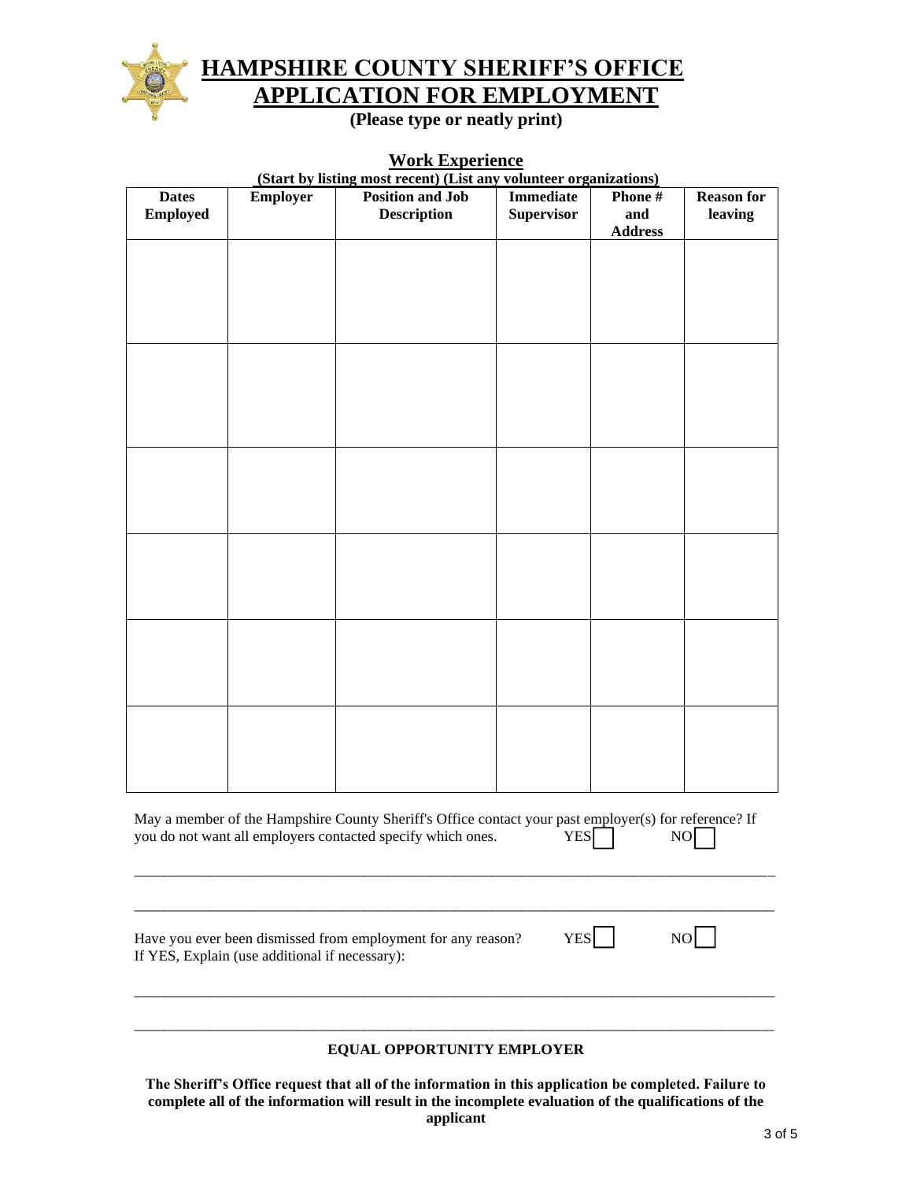# HAMPSHIRE COUNTY SHERIFF'S OFFICE
# APPLICATION FOR EMPLOYMENT

**(Please type or neatly print)**

## Work Experience

**(Start by listing most recent) (List any volunteer organizations)**

| Dates Employed | Employer | Position and Job Description | Immediate Supervisor | Phone # and Address | Reason for leaving |
|---|---|---|---|---|---|
| | | | | | |
| | | | | | |
| | | | | | |
| | | | | | |
| | | | | | |
| | | | | | |

May a member of the Hampshire County Sheriff's Office contact your past employer(s) for reference? If you do not want all employers contacted specify which ones. YES ☐ NO ☐

_______________________________________________________________________________

_______________________________________________________________________________

Have you ever been dismissed from employment for any reason? YES ☐ NO ☐
If YES, Explain (use additional if necessary):

_______________________________________________________________________________

_______________________________________________________________________________

**EQUAL OPPORTUNITY EMPLOYER**

**The Sheriff's Office request that all of the information in this application be completed. Failure to complete all of the information will result in the incomplete evaluation of the qualifications of the applicant**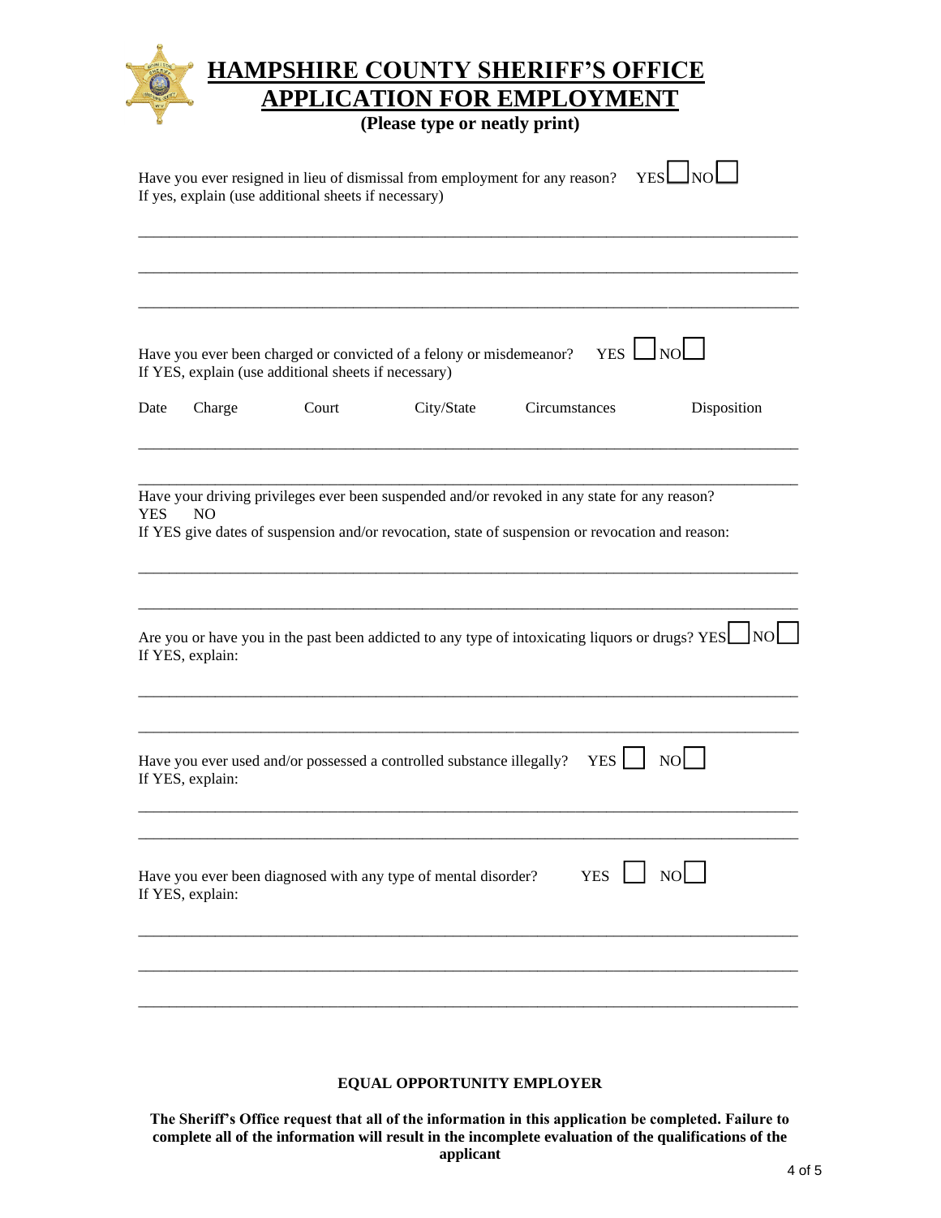# HAMPSHIRE COUNTY SHERIFF'S OFFICE
# APPLICATION FOR EMPLOYMENT

**(Please type or neatly print)**

Have you ever resigned in lieu of dismissal from employment for any reason? YES ☐ NO ☐
If yes, explain (use additional sheets if necessary)

\_\_\_\_\_\_\_\_\_\_\_\_\_\_\_\_\_\_\_\_\_\_\_\_\_\_\_\_\_\_\_\_\_\_\_\_\_\_\_\_\_\_\_\_\_\_\_\_\_\_\_\_\_\_\_\_\_\_\_\_\_\_\_\_\_\_\_\_\_\_\_\_\_\_\_\_

\_\_\_\_\_\_\_\_\_\_\_\_\_\_\_\_\_\_\_\_\_\_\_\_\_\_\_\_\_\_\_\_\_\_\_\_\_\_\_\_\_\_\_\_\_\_\_\_\_\_\_\_\_\_\_\_\_\_\_\_\_\_\_\_\_\_\_\_\_\_\_\_\_\_\_\_

\_\_\_\_\_\_\_\_\_\_\_\_\_\_\_\_\_\_\_\_\_\_\_\_\_\_\_\_\_\_\_\_\_\_\_\_\_\_\_\_\_\_\_\_\_\_\_\_\_\_\_\_\_\_\_\_\_\_\_\_\_\_\_\_\_\_\_\_\_\_\_\_\_\_\_\_

Have you ever been charged or convicted of a felony or misdemeanor? YES ☐ NO ☐
If YES, explain (use additional sheets if necessary)

| Date | Charge | Court | City/State | Circumstances | Disposition |
|---|---|---|---|---|---|
| | | | | | |
| | | | | | |

Have your driving privileges ever been suspended and/or revoked in any state for any reason?
YES NO
If YES give dates of suspension and/or revocation, state of suspension or revocation and reason:

\_\_\_\_\_\_\_\_\_\_\_\_\_\_\_\_\_\_\_\_\_\_\_\_\_\_\_\_\_\_\_\_\_\_\_\_\_\_\_\_\_\_\_\_\_\_\_\_\_\_\_\_\_\_\_\_\_\_\_\_\_\_\_\_\_\_\_\_\_\_\_\_\_\_\_\_

\_\_\_\_\_\_\_\_\_\_\_\_\_\_\_\_\_\_\_\_\_\_\_\_\_\_\_\_\_\_\_\_\_\_\_\_\_\_\_\_\_\_\_\_\_\_\_\_\_\_\_\_\_\_\_\_\_\_\_\_\_\_\_\_\_\_\_\_\_\_\_\_\_\_\_\_

Are you or have you in the past been addicted to any type of intoxicating liquors or drugs? YES ☐ NO ☐
If YES, explain:

\_\_\_\_\_\_\_\_\_\_\_\_\_\_\_\_\_\_\_\_\_\_\_\_\_\_\_\_\_\_\_\_\_\_\_\_\_\_\_\_\_\_\_\_\_\_\_\_\_\_\_\_\_\_\_\_\_\_\_\_\_\_\_\_\_\_\_\_\_\_\_\_\_\_\_\_

\_\_\_\_\_\_\_\_\_\_\_\_\_\_\_\_\_\_\_\_\_\_\_\_\_\_\_\_\_\_\_\_\_\_\_\_\_\_\_\_\_\_\_\_\_\_\_\_\_\_\_\_\_\_\_\_\_\_\_\_\_\_\_\_\_\_\_\_\_\_\_\_\_\_\_\_

Have you ever used and/or possessed a controlled substance illegally? YES ☐ NO ☐
If YES, explain:

\_\_\_\_\_\_\_\_\_\_\_\_\_\_\_\_\_\_\_\_\_\_\_\_\_\_\_\_\_\_\_\_\_\_\_\_\_\_\_\_\_\_\_\_\_\_\_\_\_\_\_\_\_\_\_\_\_\_\_\_\_\_\_\_\_\_\_\_\_\_\_\_\_\_\_\_

\_\_\_\_\_\_\_\_\_\_\_\_\_\_\_\_\_\_\_\_\_\_\_\_\_\_\_\_\_\_\_\_\_\_\_\_\_\_\_\_\_\_\_\_\_\_\_\_\_\_\_\_\_\_\_\_\_\_\_\_\_\_\_\_\_\_\_\_\_\_\_\_\_\_\_\_

Have you ever been diagnosed with any type of mental disorder? YES ☐ NO ☐
If YES, explain:

\_\_\_\_\_\_\_\_\_\_\_\_\_\_\_\_\_\_\_\_\_\_\_\_\_\_\_\_\_\_\_\_\_\_\_\_\_\_\_\_\_\_\_\_\_\_\_\_\_\_\_\_\_\_\_\_\_\_\_\_\_\_\_\_\_\_\_\_\_\_\_\_\_\_\_\_

\_\_\_\_\_\_\_\_\_\_\_\_\_\_\_\_\_\_\_\_\_\_\_\_\_\_\_\_\_\_\_\_\_\_\_\_\_\_\_\_\_\_\_\_\_\_\_\_\_\_\_\_\_\_\_\_\_\_\_\_\_\_\_\_\_\_\_\_\_\_\_\_\_\_\_\_

\_\_\_\_\_\_\_\_\_\_\_\_\_\_\_\_\_\_\_\_\_\_\_\_\_\_\_\_\_\_\_\_\_\_\_\_\_\_\_\_\_\_\_\_\_\_\_\_\_\_\_\_\_\_\_\_\_\_\_\_\_\_\_\_\_\_\_\_\_\_\_\_\_\_\_\_

**EQUAL OPPORTUNITY EMPLOYER**

**The Sheriff's Office request that all of the information in this application be completed. Failure to complete all of the information will result in the incomplete evaluation of the qualifications of the applicant**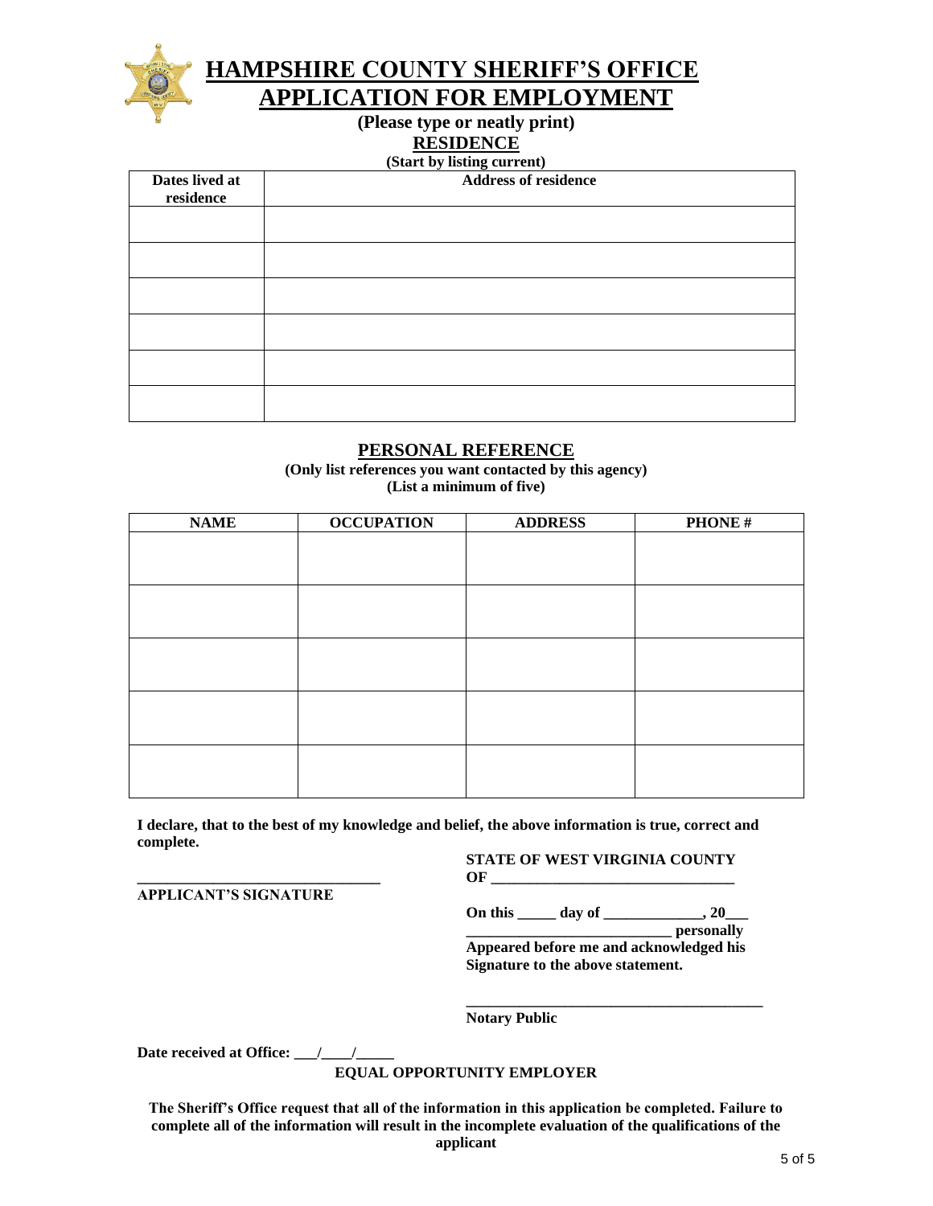# HAMPSHIRE COUNTY SHERIFF'S OFFICE
# APPLICATION FOR EMPLOYMENT

**(Please type or neatly print)**

## RESIDENCE

**(Start by listing current)**

| Dates lived at residence | Address of residence |
|---|---|
| | |
| | |
| | |
| | |
| | |
| | |

## PERSONAL REFERENCE

**(Only list references you want contacted by this agency)**
**(List a minimum of five)**

| NAME | OCCUPATION | ADDRESS | PHONE # |
|---|---|---|---|
| | | | |
| | | | |
| | | | |
| | | | |
| | | | |

**I declare, that to the best of my knowledge and belief, the above information is true, correct and complete.**

______________________________
**APPLICANT'S SIGNATURE**

**STATE OF WEST VIRGINIA COUNTY OF ________________________________**

**On this _____ day of _____________, 20___**
**___________________________ personally Appeared before me and acknowledged his Signature to the above statement.**

______________________________________
**Notary Public**

**Date received at Office: ___/____/_____**

**EQUAL OPPORTUNITY EMPLOYER**

**The Sheriff's Office request that all of the information in this application be completed. Failure to complete all of the information will result in the incomplete evaluation of the qualifications of the applicant**